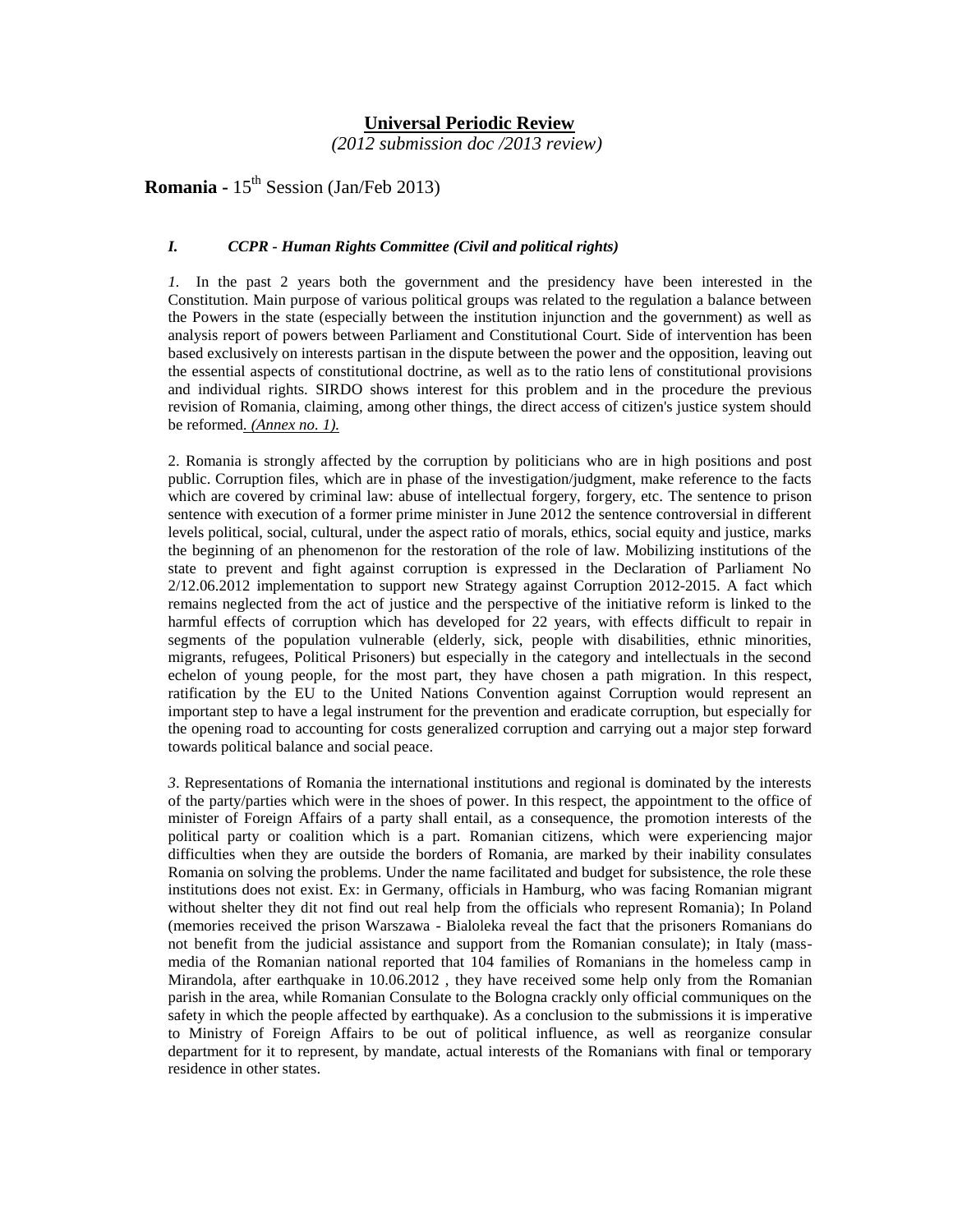# Universal Periodic Review

*(2012 submission doc /2013 review)*

**Romania -** 15th Session (Jan/Feb 2013)

### *I. CCPR - Human Rights Committee (Civil and political rights)*

*1.* In the past 2 years both the government and the presidency have been interested in the Constitution. Main purpose of various political groups was related to the regulation a balance between the Powers in the state (especially between the institution injunction and the government) as well as analysis report of powers between Parliament and Constitutional Court. Side of intervention has been based exclusively on interests partisan in the dispute between the power and the opposition, leaving out the essential aspects of constitutional doctrine, as well as to the ratio lens of constitutional provisions and individual rights. SIRDO shows interest for this problem and in the procedure the previous revision of Romania, claiming, among other things, the direct access of citizen's justice system should be reformed*. (Annex no. 1).*

2. Romania is strongly affected by the corruption by politicians who are in high positions and post public. Corruption files, which are in phase of the investigation/judgment, make reference to the facts which are covered by criminal law: abuse of intellectual forgery, forgery, etc. The sentence to prison sentence with execution of a former prime minister in June 2012 the sentence controversial in different levels political, social, cultural, under the aspect ratio of morals, ethics, social equity and justice, marks the beginning of an phenomenon for the restoration of the role of law. Mobilizing institutions of the state to prevent and fight against corruption is expressed in the Declaration of Parliament No 2/12.06.2012 implementation to support new Strategy against Corruption 2012-2015. A fact which remains neglected from the act of justice and the perspective of the initiative reform is linked to the harmful effects of corruption which has developed for 22 years, with effects difficult to repair in segments of the population vulnerable (elderly, sick, people with disabilities, ethnic minorities, migrants, refugees, Political Prisoners) but especially in the category and intellectuals in the second echelon of young people, for the most part, they have chosen a path migration. In this respect, ratification by the EU to the United Nations Convention against Corruption would represent an important step to have a legal instrument for the prevention and eradicate corruption, but especially for the opening road to accounting for costs generalized corruption and carrying out a major step forward towards political balance and social peace.

*3*. Representations of Romania the international institutions and regional is dominated by the interests of the party/parties which were in the shoes of power. In this respect, the appointment to the office of minister of Foreign Affairs of a party shall entail, as a consequence, the promotion interests of the political party or coalition which is a part. Romanian citizens, which were experiencing major difficulties when they are outside the borders of Romania, are marked by their inability consulates Romania on solving the problems. Under the name facilitated and budget for subsistence, the role these institutions does not exist. Ex: in Germany, officials in Hamburg, who was facing Romanian migrant without shelter they dit not find out real help from the officials who represent Romania); In Poland (memories received the prison Warszawa - Bialoleka reveal the fact that the prisoners Romanians do not benefit from the judicial assistance and support from the Romanian consulate); in Italy (mass-media of the Romanian national reported that 104 families of Romanians in the homeless camp in Mirandola, after earthquake in 10.06.2012 , they have received some help only from the Romanian parish in the area, while Romanian Consulate to the Bologna crackly only official communiques on the safety in which the people affected by earthquake). As a conclusion to the submissions it is imperative to Ministry of Foreign Affairs to be out of political influence, as well as reorganize consular department for it to represent, by mandate, actual interests of the Romanians with final or temporary residence in other states.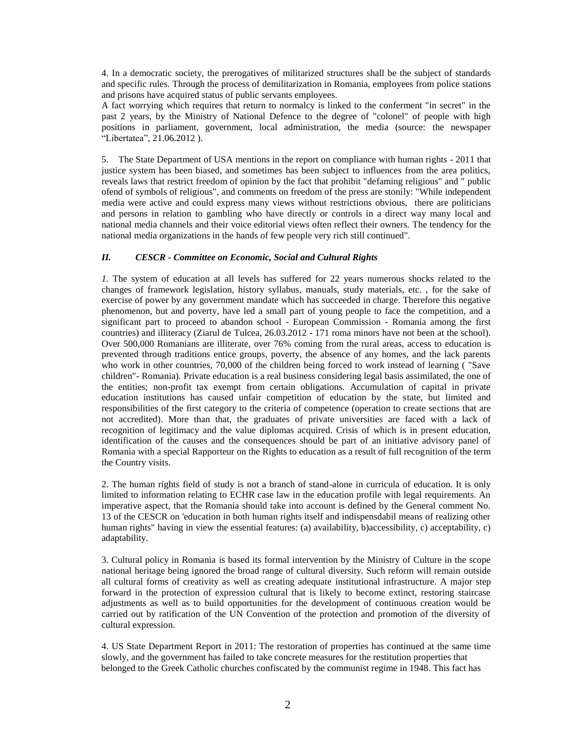4. In a democratic society, the prerogatives of militarized structures shall be the subject of standards and specific rules. Through the process of demilitarization in Romania, employees from police stations and prisons have acquired status of public servants employees.

A fact worrying which requires that return to normalcy is linked to the conferment "in secret" in the past 2 years, by the Ministry of National Defence to the degree of "colonel" of people with high positions in parliament, government, local administration, the media (source: the newspaper "Libertatea", 21.06.2012 ).

5. The State Department of USA mentions in the report on compliance with human rights - 2011 that justice system has been biased, and sometimes has been subject to influences from the area politics, reveals laws that restrict freedom of opinion by the fact that prohibit "defaming religious" and " public ofend of symbols of religious", and comments on freedom of the press are stonily: "While independent media were active and could express many views without restrictions obvious, there are politicians and persons in relation to gambling who have directly or controls in a direct way many local and national media channels and their voice editorial views often reflect their owners. The tendency for the national media organizations in the hands of few people very rich still continued".

### *II. CESCR - Committee on Economic, Social and Cultural Rights*

*1.* The system of education at all levels has suffered for 22 years numerous shocks related to the changes of framework legislation, history syllabus, manuals, study materials, etc. , for the sake of exercise of power by any government mandate which has succeeded in charge. Therefore this negative phenomenon, but and poverty, have led a small part of young people to face the competition, and a significant part to proceed to abandon school - European Commission - Romania among the first countries) and illiteracy (Ziarul de Tulcea, 26.03.2012 - 171 roma minors have not been at the school). Over 500,000 Romanians are illiterate, over 76% coming from the rural areas, access to education is prevented through traditions entice groups, poverty, the absence of any homes, and the lack parents who work in other countries, 70,000 of the children being forced to work instead of learning ( "Save children"- Romania). Private education is a real business considering legal basis assimilated, the one of the entities; non-profit tax exempt from certain obligations. Accumulation of capital in private education institutions has caused unfair competition of education by the state, but limited and responsibilities of the first category to the criteria of competence (operation to create sections that are not accredited). More than that, the graduates of private universities are faced with a lack of recognition of legitimacy and the value diplomas acquired. Crisis of which is in present education, identification of the causes and the consequences should be part of an initiative advisory panel of Romania with a special Rapporteur on the Rights to education as a result of full recognition of the term the Country visits.

2. The human rights field of study is not a branch of stand-alone in curricula of education. It is only limited to information relating to ECHR case law in the education profile with legal requirements. An imperative aspect, that the Romania should take into account is defined by the General comment No. 13 of the CESCR on 'education in both human rights itself and indispensdabil means of realizing other human rights" having in view the essential features: (a) availability, b)accessibility, c) acceptability, c) adaptability.

3. Cultural policy in Romania is based its formal intervention by the Ministry of Culture in the scope national heritage being ignored the broad range of cultural diversity. Such reform will remain outside all cultural forms of creativity as well as creating adequate institutional infrastructure. A major step forward in the protection of expression cultural that is likely to become extinct, restoring staircase adjustments as well as to build opportunities for the development of continuous creation would be carried out by ratification of the UN Convention of the protection and promotion of the diversity of cultural expression.

4. US State Department Report in 2011: The restoration of properties has continued at the same time slowly, and the government has failed to take concrete measures for the restitution properties that belonged to the Greek Catholic churches confiscated by the communist regime in 1948. This fact has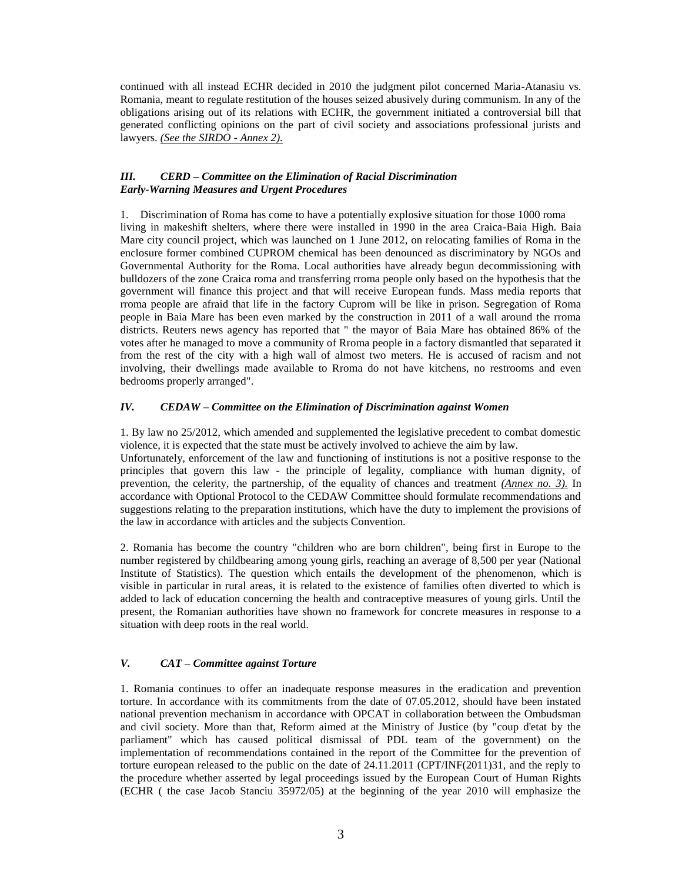continued with all instead ECHR decided in 2010 the judgment pilot concerned Maria-Atanasiu vs. Romania, meant to regulate restitution of the houses seized abusively during communism. In any of the obligations arising out of its relations with ECHR, the government initiated a controversial bill that generated conflicting opinions on the part of civil society and associations professional jurists and lawyers. *(See the SIRDO - Annex 2).*

### *III. CERD – Committee on the Elimination of Racial Discrimination Early-Warning Measures and Urgent Procedures*

1. Discrimination of Roma has come to have a potentially explosive situation for those 1000 roma living in makeshift shelters, where there were installed in 1990 in the area Craica-Baia High. Baia Mare city council project, which was launched on 1 June 2012, on relocating families of Roma in the enclosure former combined CUPROM chemical has been denounced as discriminatory by NGOs and Governmental Authority for the Roma. Local authorities have already begun decommissioning with bulldozers of the zone Craica roma and transferring rroma people only based on the hypothesis that the government will finance this project and that will receive European funds. Mass media reports that rroma people are afraid that life in the factory Cuprom will be like in prison. Segregation of Roma people in Baia Mare has been even marked by the construction in 2011 of a wall around the rroma districts. Reuters news agency has reported that " the mayor of Baia Mare has obtained 86% of the votes after he managed to move a community of Rroma people in a factory dismantled that separated it from the rest of the city with a high wall of almost two meters. He is accused of racism and not involving, their dwellings made available to Rroma do not have kitchens, no restrooms and even bedrooms properly arranged".

### *IV. CEDAW – Committee on the Elimination of Discrimination against Women*

1. By law no 25/2012, which amended and supplemented the legislative precedent to combat domestic violence, it is expected that the state must be actively involved to achieve the aim by law.
Unfortunately, enforcement of the law and functioning of institutions is not a positive response to the principles that govern this law - the principle of legality, compliance with human dignity, of prevention, the celerity, the partnership, of the equality of chances and treatment *(Annex no. 3).* In accordance with Optional Protocol to the CEDAW Committee should formulate recommendations and suggestions relating to the preparation institutions, which have the duty to implement the provisions of the law in accordance with articles and the subjects Convention.

2. Romania has become the country "children who are born children", being first in Europe to the number registered by childbearing among young girls, reaching an average of 8,500 per year (National Institute of Statistics). The question which entails the development of the phenomenon, which is visible in particular in rural areas, it is related to the existence of families often diverted to which is added to lack of education concerning the health and contraceptive measures of young girls. Until the present, the Romanian authorities have shown no framework for concrete measures in response to a situation with deep roots in the real world.

### *V. CAT – Committee against Torture*

1. Romania continues to offer an inadequate response measures in the eradication and prevention torture. In accordance with its commitments from the date of 07.05.2012, should have been instated national prevention mechanism in accordance with OPCAT in collaboration between the Ombudsman and civil society. More than that, Reform aimed at the Ministry of Justice (by "coup d'etat by the parliament" which has caused political dismissal of PDL team of the government) on the implementation of recommendations contained in the report of the Committee for the prevention of torture european released to the public on the date of 24.11.2011 (CPT/INF(2011)31, and the reply to the procedure whether asserted by legal proceedings issued by the European Court of Human Rights (ECHR ( the case Jacob Stanciu 35972/05) at the beginning of the year 2010 will emphasize the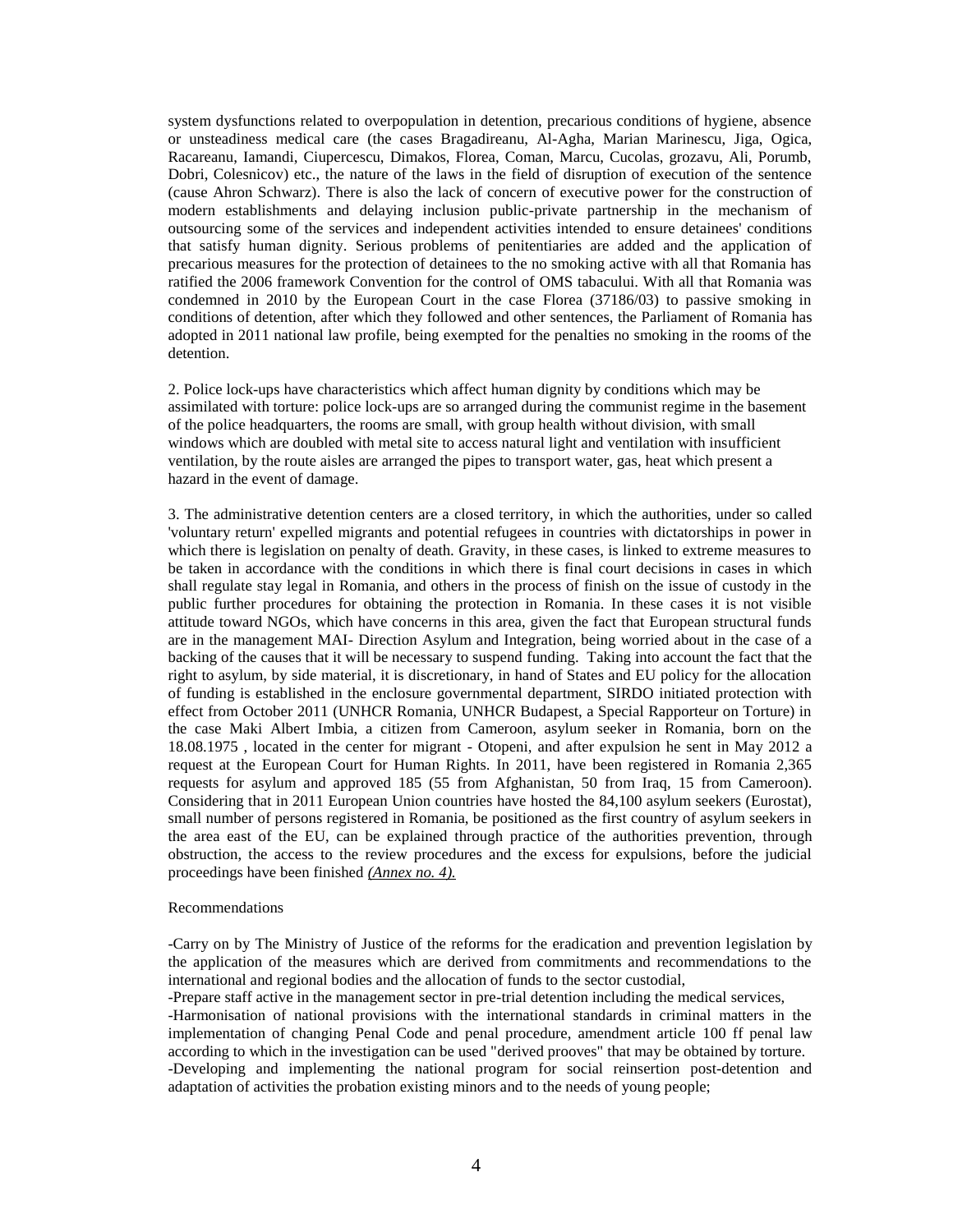system dysfunctions related to overpopulation in detention, precarious conditions of hygiene, absence or unsteadiness medical care (the cases Bragadireanu, Al-Agha, Marian Marinescu, Jiga, Ogica, Racareanu, Iamandi, Ciupercescu, Dimakos, Florea, Coman, Marcu, Cucolas, grozavu, Ali, Porumb, Dobri, Colesnicov) etc., the nature of the laws in the field of disruption of execution of the sentence (cause Ahron Schwarz). There is also the lack of concern of executive power for the construction of modern establishments and delaying inclusion public-private partnership in the mechanism of outsourcing some of the services and independent activities intended to ensure detainees' conditions that satisfy human dignity. Serious problems of penitentiaries are added and the application of precarious measures for the protection of detainees to the no smoking active with all that Romania has ratified the 2006 framework Convention for the control of OMS tabacului. With all that Romania was condemned in 2010 by the European Court in the case Florea (37186/03) to passive smoking in conditions of detention, after which they followed and other sentences, the Parliament of Romania has adopted in 2011 national law profile, being exempted for the penalties no smoking in the rooms of the detention.

2. Police lock-ups have characteristics which affect human dignity by conditions which may be assimilated with torture: police lock-ups are so arranged during the communist regime in the basement of the police headquarters, the rooms are small, with group health without division, with small windows which are doubled with metal site to access natural light and ventilation with insufficient ventilation, by the route aisles are arranged the pipes to transport water, gas, heat which present a hazard in the event of damage.

3. The administrative detention centers are a closed territory, in which the authorities, under so called 'voluntary return' expelled migrants and potential refugees in countries with dictatorships in power in which there is legislation on penalty of death. Gravity, in these cases, is linked to extreme measures to be taken in accordance with the conditions in which there is final court decisions in cases in which shall regulate stay legal in Romania, and others in the process of finish on the issue of custody in the public further procedures for obtaining the protection in Romania. In these cases it is not visible attitude toward NGOs, which have concerns in this area, given the fact that European structural funds are in the management MAI- Direction Asylum and Integration, being worried about in the case of a backing of the causes that it will be necessary to suspend funding. Taking into account the fact that the right to asylum, by side material, it is discretionary, in hand of States and EU policy for the allocation of funding is established in the enclosure governmental department, SIRDO initiated protection with effect from October 2011 (UNHCR Romania, UNHCR Budapest, a Special Rapporteur on Torture) in the case Maki Albert Imbia, a citizen from Cameroon, asylum seeker in Romania, born on the 18.08.1975 , located in the center for migrant - Otopeni, and after expulsion he sent in May 2012 a request at the European Court for Human Rights. In 2011, have been registered in Romania 2,365 requests for asylum and approved 185 (55 from Afghanistan, 50 from Iraq, 15 from Cameroon). Considering that in 2011 European Union countries have hosted the 84,100 asylum seekers (Eurostat), small number of persons registered in Romania, be positioned as the first country of asylum seekers in the area east of the EU, can be explained through practice of the authorities prevention, through obstruction, the access to the review procedures and the excess for expulsions, before the judicial proceedings have been finished *(Annex no. 4).*

Recommendations

-Carry on by The Ministry of Justice of the reforms for the eradication and prevention legislation by the application of the measures which are derived from commitments and recommendations to the international and regional bodies and the allocation of funds to the sector custodial,

-Prepare staff active in the management sector in pre-trial detention including the medical services,

-Harmonisation of national provisions with the international standards in criminal matters in the implementation of changing Penal Code and penal procedure, amendment article 100 ff penal law according to which in the investigation can be used "derived prooves" that may be obtained by torture.

-Developing and implementing the national program for social reinsertion post-detention and adaptation of activities the probation existing minors and to the needs of young people;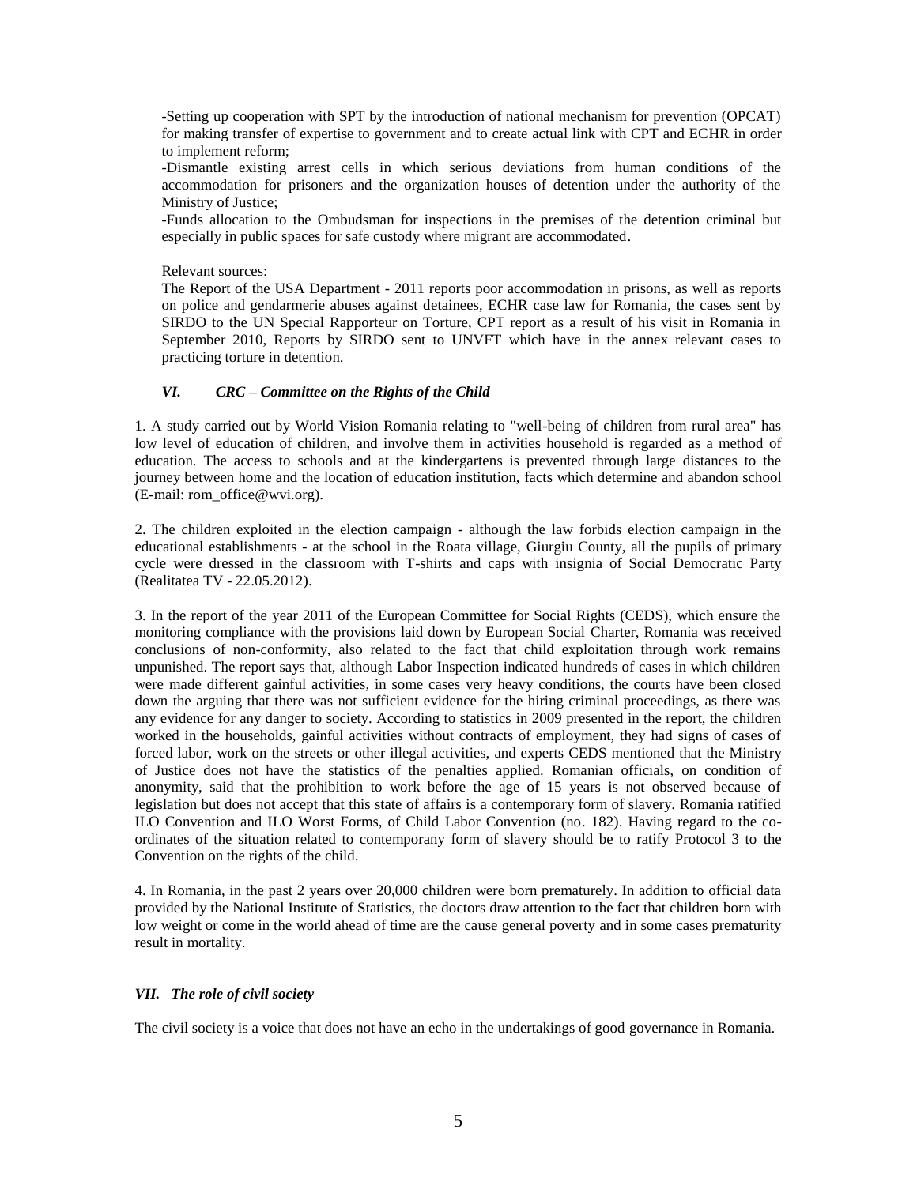-Setting up cooperation with SPT by the introduction of national mechanism for prevention (OPCAT) for making transfer of expertise to government and to create actual link with CPT and ECHR in order to implement reform;

-Dismantle existing arrest cells in which serious deviations from human conditions of the accommodation for prisoners and the organization houses of detention under the authority of the Ministry of Justice;

-Funds allocation to the Ombudsman for inspections in the premises of the detention criminal but especially in public spaces for safe custody where migrant are accommodated.

Relevant sources:

The Report of the USA Department - 2011 reports poor accommodation in prisons, as well as reports on police and gendarmerie abuses against detainees, ECHR case law for Romania, the cases sent by SIRDO to the UN Special Rapporteur on Torture, CPT report as a result of his visit in Romania in September 2010, Reports by SIRDO sent to UNVFT which have in the annex relevant cases to practicing torture in detention.

### *VI. CRC – Committee on the Rights of the Child*

1. A study carried out by World Vision Romania relating to "well-being of children from rural area" has low level of education of children, and involve them in activities household is regarded as a method of education. The access to schools and at the kindergartens is prevented through large distances to the journey between home and the location of education institution, facts which determine and abandon school (E-mail: rom_office@wvi.org).

2. The children exploited in the election campaign - although the law forbids election campaign in the educational establishments - at the school in the Roata village, Giurgiu County, all the pupils of primary cycle were dressed in the classroom with T-shirts and caps with insignia of Social Democratic Party (Realitatea TV - 22.05.2012).

3. In the report of the year 2011 of the European Committee for Social Rights (CEDS), which ensure the monitoring compliance with the provisions laid down by European Social Charter, Romania was received conclusions of non-conformity, also related to the fact that child exploitation through work remains unpunished. The report says that, although Labor Inspection indicated hundreds of cases in which children were made different gainful activities, in some cases very heavy conditions, the courts have been closed down the arguing that there was not sufficient evidence for the hiring criminal proceedings, as there was any evidence for any danger to society. According to statistics in 2009 presented in the report, the children worked in the households, gainful activities without contracts of employment, they had signs of cases of forced labor, work on the streets or other illegal activities, and experts CEDS mentioned that the Ministry of Justice does not have the statistics of the penalties applied. Romanian officials, on condition of anonymity, said that the prohibition to work before the age of 15 years is not observed because of legislation but does not accept that this state of affairs is a contemporary form of slavery. Romania ratified ILO Convention and ILO Worst Forms, of Child Labor Convention (no. 182). Having regard to the co-ordinates of the situation related to contemporany form of slavery should be to ratify Protocol 3 to the Convention on the rights of the child.

4. In Romania, in the past 2 years over 20,000 children were born prematurely. In addition to official data provided by the National Institute of Statistics, the doctors draw attention to the fact that children born with low weight or come in the world ahead of time are the cause general poverty and in some cases prematurity result in mortality.

### *VII. The role of civil society*

The civil society is a voice that does not have an echo in the undertakings of good governance in Romania.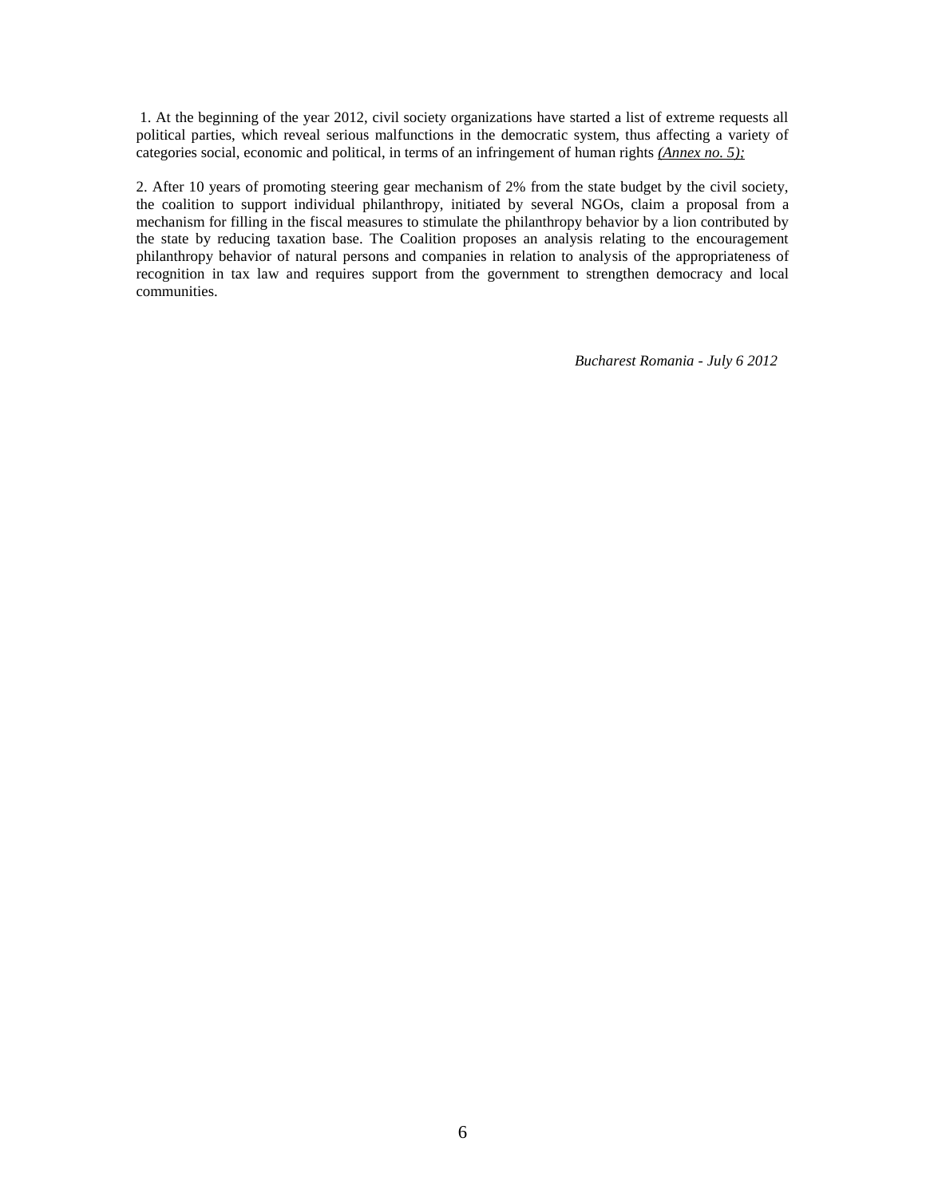1. At the beginning of the year 2012, civil society organizations have started a list of extreme requests all political parties, which reveal serious malfunctions in the democratic system, thus affecting a variety of categories social, economic and political, in terms of an infringement of human rights *(Annex no. 5);*

2. After 10 years of promoting steering gear mechanism of 2% from the state budget by the civil society, the coalition to support individual philanthropy, initiated by several NGOs, claim a proposal from a mechanism for filling in the fiscal measures to stimulate the philanthropy behavior by a lion contributed by the state by reducing taxation base. The Coalition proposes an analysis relating to the encouragement philanthropy behavior of natural persons and companies in relation to analysis of the appropriateness of recognition in tax law and requires support from the government to strengthen democracy and local communities.

*Bucharest Romania - July 6 2012*